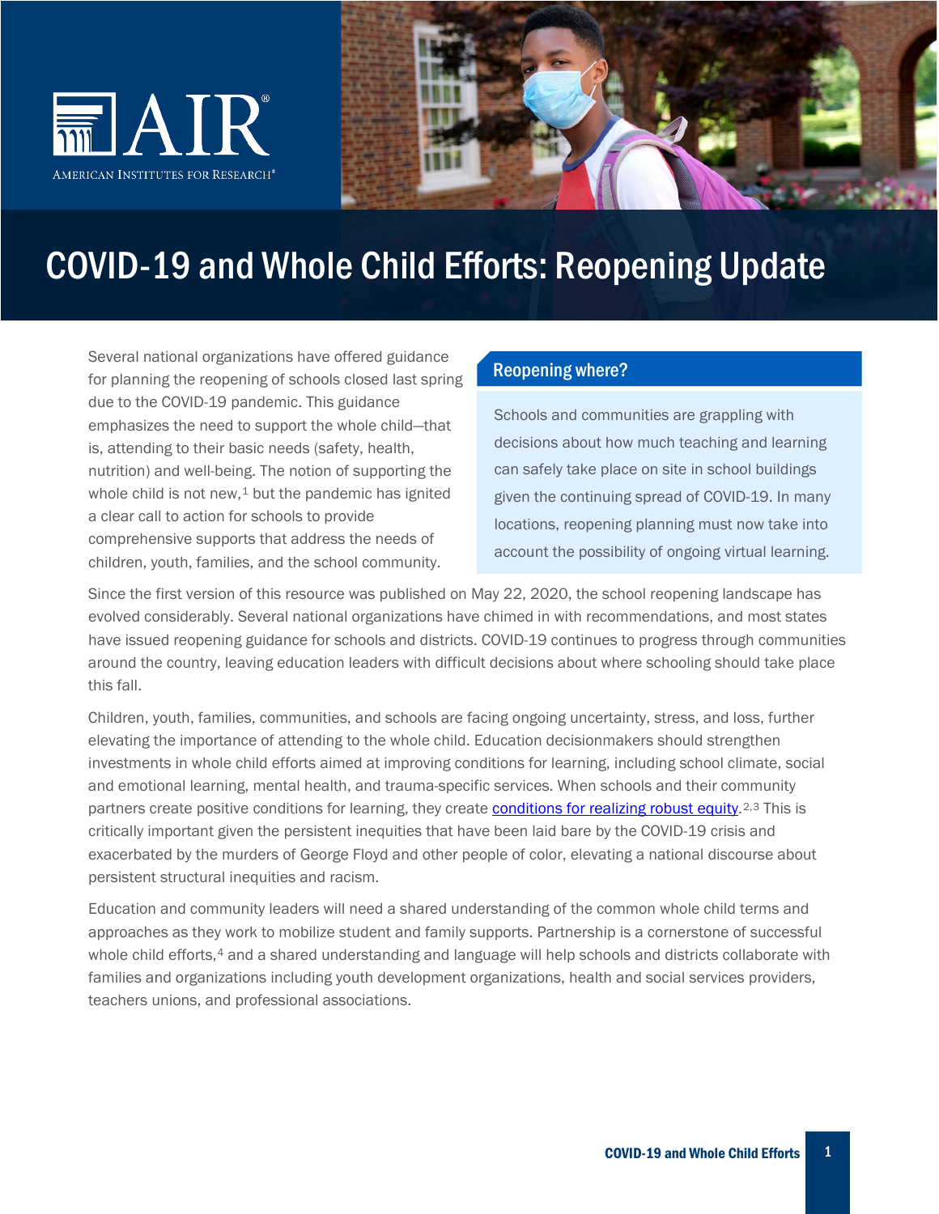# COVID-19 and Whole Child Efforts: Reopening Update

Several national organizations have offered guidance for planning the reopening of schools closed last spring due to the COVID-19 pandemic. This guidance emphasizes the need to support the whole child—that is, attending to their basic needs (safety, health, nutrition) and well-being. The notion of supporting the whole child is not new,[1] but the pandemic has ignited a clear call to action for schools to provide comprehensive supports that address the needs of children, youth, families, and the school community.

## Reopening where?

Schools and communities are grappling with decisions about how much teaching and learning can safely take place on site in school buildings given the continuing spread of COVID-19. In many locations, reopening planning must now take into account the possibility of ongoing virtual learning.

Since the first version of this resource was published on May 22, 2020, the school reopening landscape has evolved considerably. Several national organizations have chimed in with recommendations, and most states have issued reopening guidance for schools and districts. COVID-19 continues to progress through communities around the country, leaving education leaders with difficult decisions about where schooling should take place this fall.

Children, youth, families, communities, and schools are facing ongoing uncertainty, stress, and loss, further elevating the importance of attending to the whole child. Education decisionmakers should strengthen investments in whole child efforts aimed at improving conditions for learning, including school climate, social and emotional learning, mental health, and trauma-specific services. When schools and their community partners create positive conditions for learning, they create conditions for realizing robust equity.[2,3] This is critically important given the persistent inequities that have been laid bare by the COVID-19 crisis and exacerbated by the murders of George Floyd and other people of color, elevating a national discourse about persistent structural inequities and racism.

Education and community leaders will need a shared understanding of the common whole child terms and approaches as they work to mobilize student and family supports. Partnership is a cornerstone of successful whole child efforts,[4] and a shared understanding and language will help schools and districts collaborate with families and organizations including youth development organizations, health and social services providers, teachers unions, and professional associations.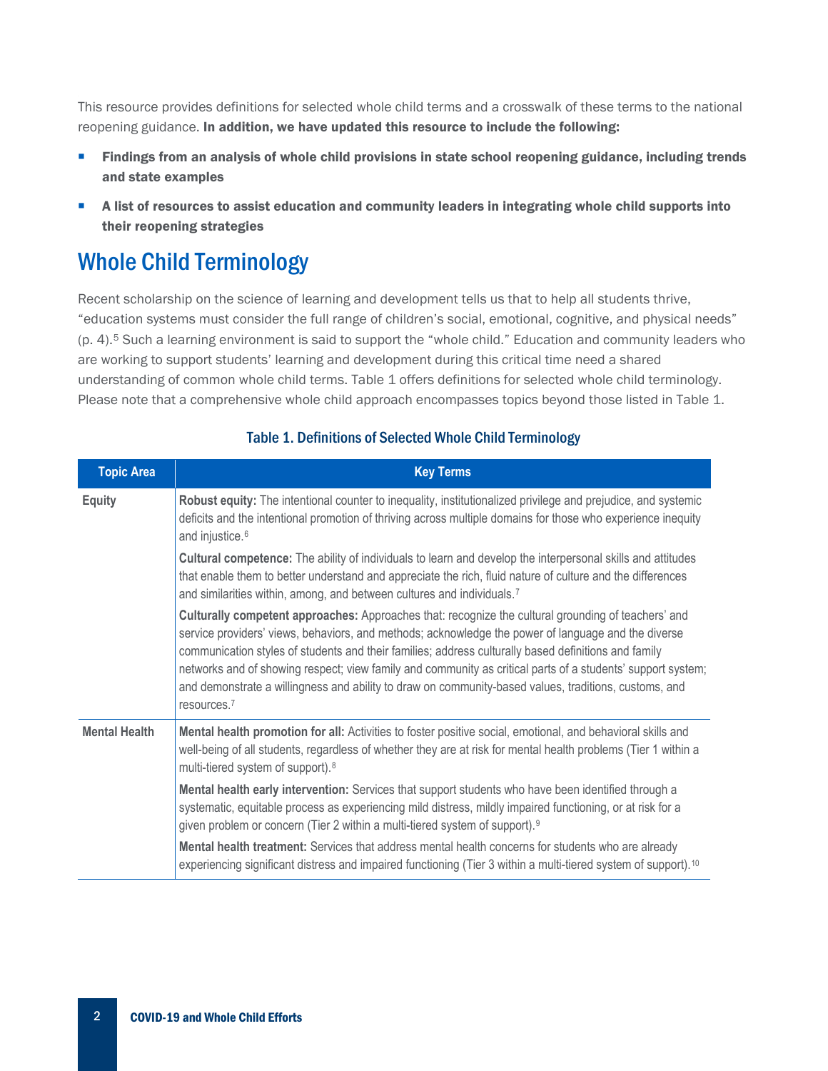This resource provides definitions for selected whole child terms and a crosswalk of these terms to the national reopening guidance. **In addition, we have updated this resource to include the following:**

- **Findings from an analysis of whole child provisions in state school reopening guidance, including trends and state examples**
- **A list of resources to assist education and community leaders in integrating whole child supports into their reopening strategies**

## Whole Child Terminology

Recent scholarship on the science of learning and development tells us that to help all students thrive, "education systems must consider the full range of children's social, emotional, cognitive, and physical needs" (p. 4).[5] Such a learning environment is said to support the "whole child." Education and community leaders who are working to support students' learning and development during this critical time need a shared understanding of common whole child terms. Table 1 offers definitions for selected whole child terminology. Please note that a comprehensive whole child approach encompasses topics beyond those listed in Table 1.

### Table 1. Definitions of Selected Whole Child Terminology

| Topic Area | Key Terms |
|---|---|
| Equity | **Robust equity:** The intentional counter to inequality, institutionalized privilege and prejudice, and systemic deficits and the intentional promotion of thriving across multiple domains for those who experience inequity and injustice.[6] |
| | **Cultural competence:** The ability of individuals to learn and develop the interpersonal skills and attitudes that enable them to better understand and appreciate the rich, fluid nature of culture and the differences and similarities within, among, and between cultures and individuals.[7] |
| | **Culturally competent approaches:** Approaches that: recognize the cultural grounding of teachers' and service providers' views, behaviors, and methods; acknowledge the power of language and the diverse communication styles of students and their families; address culturally based definitions and family networks and of showing respect; view family and community as critical parts of a students' support system; and demonstrate a willingness and ability to draw on community-based values, traditions, customs, and resources.[7] |
| Mental Health | **Mental health promotion for all:** Activities to foster positive social, emotional, and behavioral skills and well-being of all students, regardless of whether they are at risk for mental health problems (Tier 1 within a multi-tiered system of support).[8] |
| | **Mental health early intervention:** Services that support students who have been identified through a systematic, equitable process as experiencing mild distress, mildly impaired functioning, or at risk for a given problem or concern (Tier 2 within a multi-tiered system of support).[9] |
| | **Mental health treatment:** Services that address mental health concerns for students who are already experiencing significant distress and impaired functioning (Tier 3 within a multi-tiered system of support).[10] |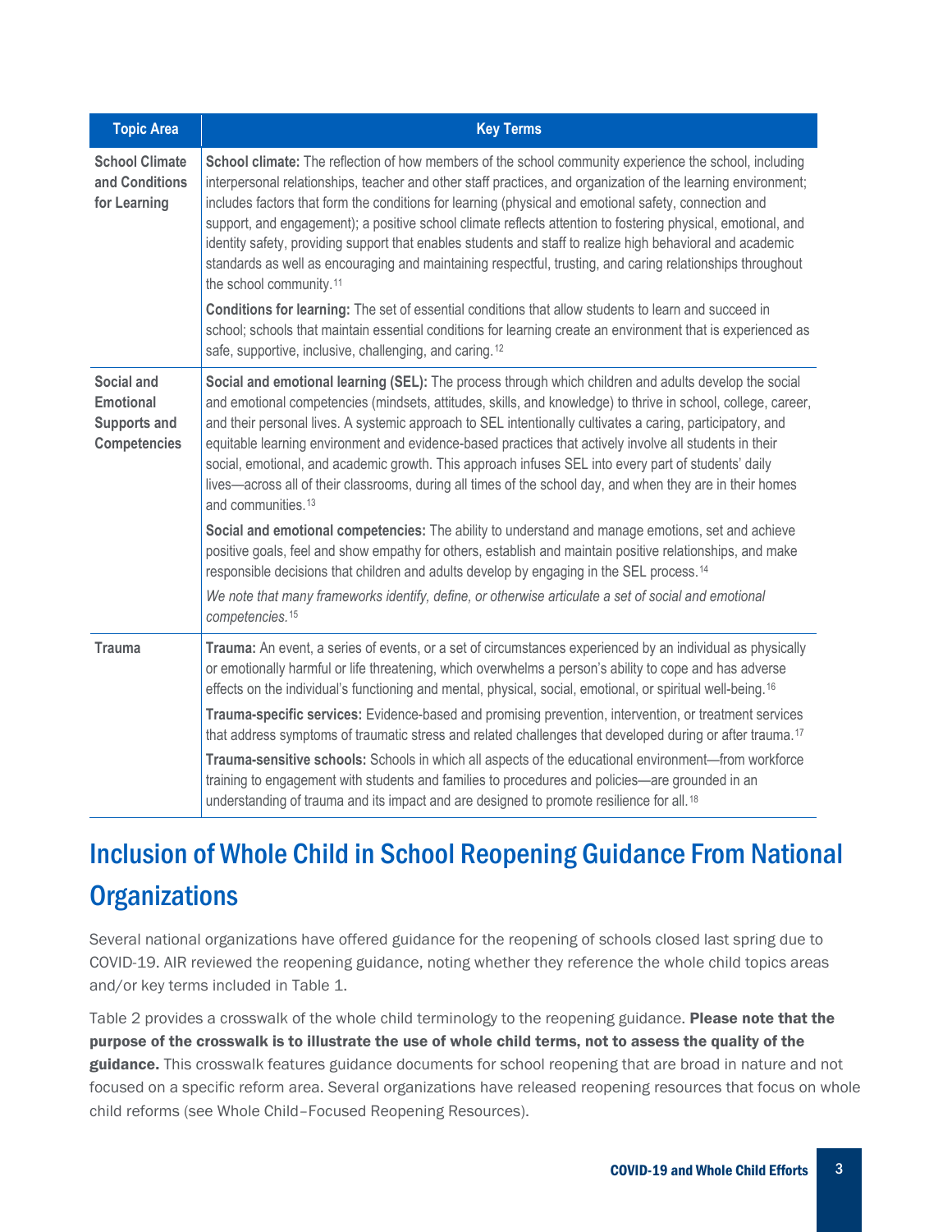| Topic Area | Key Terms |
|---|---|
| **School Climate and Conditions for Learning** | **School climate:** The reflection of how members of the school community experience the school, including interpersonal relationships, teacher and other staff practices, and organization of the learning environment; includes factors that form the conditions for learning (physical and emotional safety, connection and support, and engagement); a positive school climate reflects attention to fostering physical, emotional, and identity safety, providing support that enables students and staff to realize high behavioral and academic standards as well as encouraging and maintaining respectful, trusting, and caring relationships throughout the school community.[11] <br><br> **Conditions for learning:** The set of essential conditions that allow students to learn and succeed in school; schools that maintain essential conditions for learning create an environment that is experienced as safe, supportive, inclusive, challenging, and caring.[12] |
| **Social and Emotional Supports and Competencies** | **Social and emotional learning (SEL):** The process through which children and adults develop the social and emotional competencies (mindsets, attitudes, skills, and knowledge) to thrive in school, college, career, and their personal lives. A systemic approach to SEL intentionally cultivates a caring, participatory, and equitable learning environment and evidence-based practices that actively involve all students in their social, emotional, and academic growth. This approach infuses SEL into every part of students' daily lives—across all of their classrooms, during all times of the school day, and when they are in their homes and communities.[13] <br><br> **Social and emotional competencies:** The ability to understand and manage emotions, set and achieve positive goals, feel and show empathy for others, establish and maintain positive relationships, and make responsible decisions that children and adults develop by engaging in the SEL process.[14] <br><br> *We note that many frameworks identify, define, or otherwise articulate a set of social and emotional competencies.*[15] |
| **Trauma** | **Trauma:** An event, a series of events, or a set of circumstances experienced by an individual as physically or emotionally harmful or life threatening, which overwhelms a person's ability to cope and has adverse effects on the individual's functioning and mental, physical, social, emotional, or spiritual well-being.[16] <br><br> **Trauma-specific services:** Evidence-based and promising prevention, intervention, or treatment services that address symptoms of traumatic stress and related challenges that developed during or after trauma.[17] <br><br> **Trauma-sensitive schools:** Schools in which all aspects of the educational environment—from workforce training to engagement with students and families to procedures and policies—are grounded in an understanding of trauma and its impact and are designed to promote resilience for all.[18] |

## Inclusion of Whole Child in School Reopening Guidance From National Organizations

Several national organizations have offered guidance for the reopening of schools closed last spring due to COVID-19. AIR reviewed the reopening guidance, noting whether they reference the whole child topics areas and/or key terms included in Table 1.

Table 2 provides a crosswalk of the whole child terminology to the reopening guidance. **Please note that the purpose of the crosswalk is to illustrate the use of whole child terms, not to assess the quality of the guidance.** This crosswalk features guidance documents for school reopening that are broad in nature and not focused on a specific reform area. Several organizations have released reopening resources that focus on whole child reforms (see Whole Child–Focused Reopening Resources).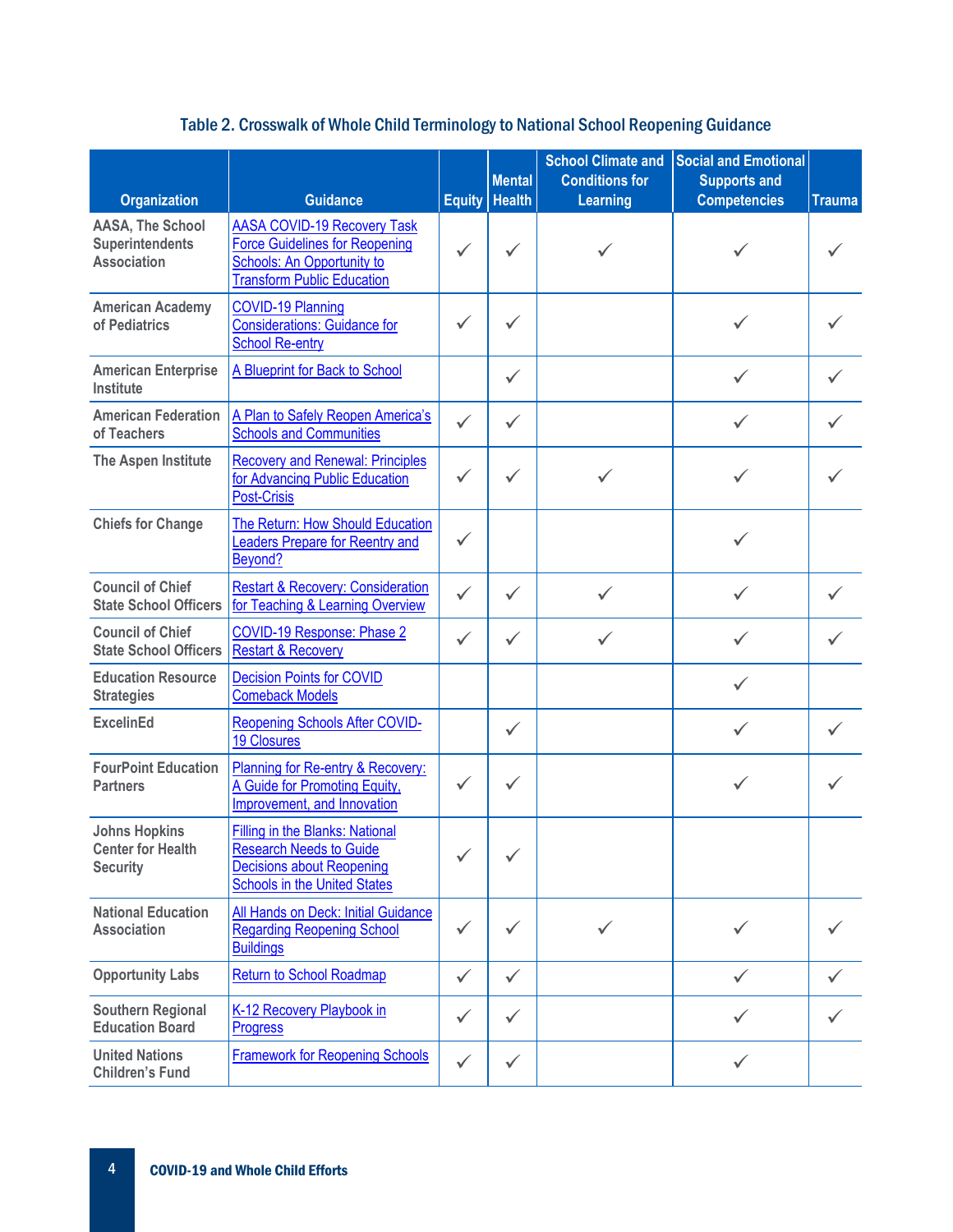### Table 2. Crosswalk of Whole Child Terminology to National School Reopening Guidance

| Organization | Guidance | Equity | Mental Health | School Climate and Conditions for Learning | Social and Emotional Supports and Competencies | Trauma |
|---|---|---|---|---|---|---|
| AASA, The School Superintendents Association | AASA COVID-19 Recovery Task Force Guidelines for Reopening Schools: An Opportunity to Transform Public Education | ✓ | ✓ | ✓ | ✓ | ✓ |
| American Academy of Pediatrics | COVID-19 Planning Considerations: Guidance for School Re-entry | ✓ | ✓ | | ✓ | ✓ |
| American Enterprise Institute | A Blueprint for Back to School | | ✓ | | ✓ | ✓ |
| American Federation of Teachers | A Plan to Safely Reopen America's Schools and Communities | ✓ | ✓ | | ✓ | ✓ |
| The Aspen Institute | Recovery and Renewal: Principles for Advancing Public Education Post-Crisis | ✓ | ✓ | ✓ | ✓ | ✓ |
| Chiefs for Change | The Return: How Should Education Leaders Prepare for Reentry and Beyond? | ✓ | | | ✓ | |
| Council of Chief State School Officers | Restart & Recovery: Consideration for Teaching & Learning Overview | ✓ | ✓ | ✓ | ✓ | ✓ |
| Council of Chief State School Officers | COVID-19 Response: Phase 2 Restart & Recovery | ✓ | ✓ | ✓ | ✓ | ✓ |
| Education Resource Strategies | Decision Points for COVID Comeback Models | | | | ✓ | |
| ExcelinEd | Reopening Schools After COVID-19 Closures | | ✓ | | ✓ | ✓ |
| FourPoint Education Partners | Planning for Re-entry & Recovery: A Guide for Promoting Equity, Improvement, and Innovation | ✓ | ✓ | | ✓ | ✓ |
| Johns Hopkins Center for Health Security | Filling in the Blanks: National Research Needs to Guide Decisions about Reopening Schools in the United States | ✓ | ✓ | | | |
| National Education Association | All Hands on Deck: Initial Guidance Regarding Reopening School Buildings | ✓ | ✓ | ✓ | ✓ | ✓ |
| Opportunity Labs | Return to School Roadmap | ✓ | ✓ | | ✓ | ✓ |
| Southern Regional Education Board | K-12 Recovery Playbook in Progress | ✓ | ✓ | | ✓ | ✓ |
| United Nations Children's Fund | Framework for Reopening Schools | ✓ | ✓ | | ✓ | |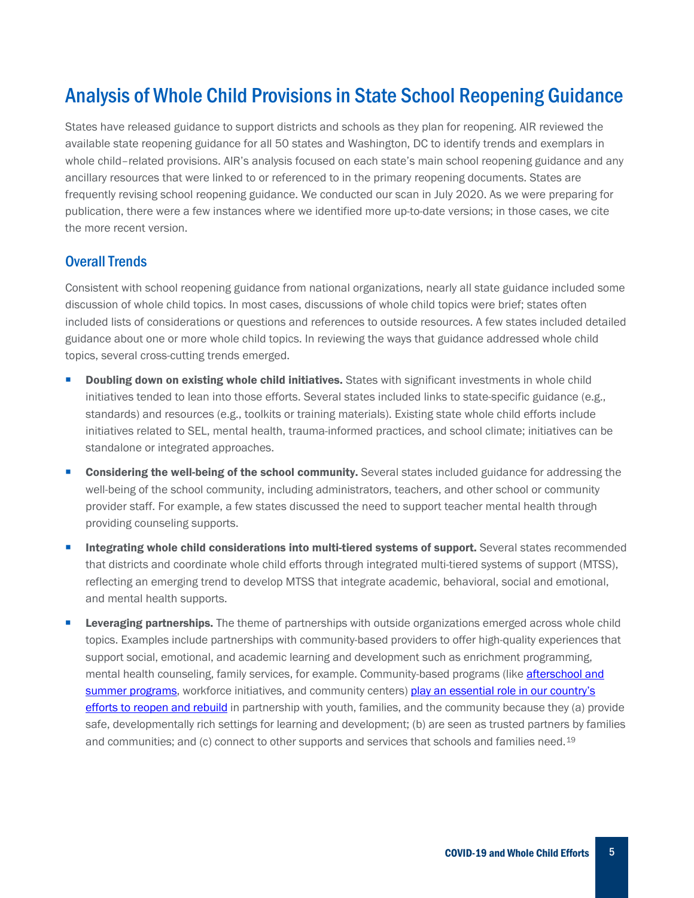# Analysis of Whole Child Provisions in State School Reopening Guidance

States have released guidance to support districts and schools as they plan for reopening. AIR reviewed the available state reopening guidance for all 50 states and Washington, DC to identify trends and exemplars in whole child–related provisions. AIR's analysis focused on each state's main school reopening guidance and any ancillary resources that were linked to or referenced to in the primary reopening documents. States are frequently revising school reopening guidance. We conducted our scan in July 2020. As we were preparing for publication, there were a few instances where we identified more up-to-date versions; in those cases, we cite the more recent version.

## Overall Trends

Consistent with school reopening guidance from national organizations, nearly all state guidance included some discussion of whole child topics. In most cases, discussions of whole child topics were brief; states often included lists of considerations or questions and references to outside resources. A few states included detailed guidance about one or more whole child topics. In reviewing the ways that guidance addressed whole child topics, several cross-cutting trends emerged.

- **Doubling down on existing whole child initiatives.** States with significant investments in whole child initiatives tended to lean into those efforts. Several states included links to state-specific guidance (e.g., standards) and resources (e.g., toolkits or training materials). Existing state whole child efforts include initiatives related to SEL, mental health, trauma-informed practices, and school climate; initiatives can be standalone or integrated approaches.
- **Considering the well-being of the school community.** Several states included guidance for addressing the well-being of the school community, including administrators, teachers, and other school or community provider staff. For example, a few states discussed the need to support teacher mental health through providing counseling supports.
- **Integrating whole child considerations into multi-tiered systems of support.** Several states recommended that districts and coordinate whole child efforts through integrated multi-tiered systems of support (MTSS), reflecting an emerging trend to develop MTSS that integrate academic, behavioral, social and emotional, and mental health supports.
- **Leveraging partnerships.** The theme of partnerships with outside organizations emerged across whole child topics. Examples include partnerships with community-based providers to offer high-quality experiences that support social, emotional, and academic learning and development such as enrichment programming, mental health counseling, family services, for example. Community-based programs (like afterschool and summer programs, workforce initiatives, and community centers) play an essential role in our country's efforts to reopen and rebuild in partnership with youth, families, and the community because they (a) provide safe, developmentally rich settings for learning and development; (b) are seen as trusted partners by families and communities; and (c) connect to other supports and services that schools and families need.[19]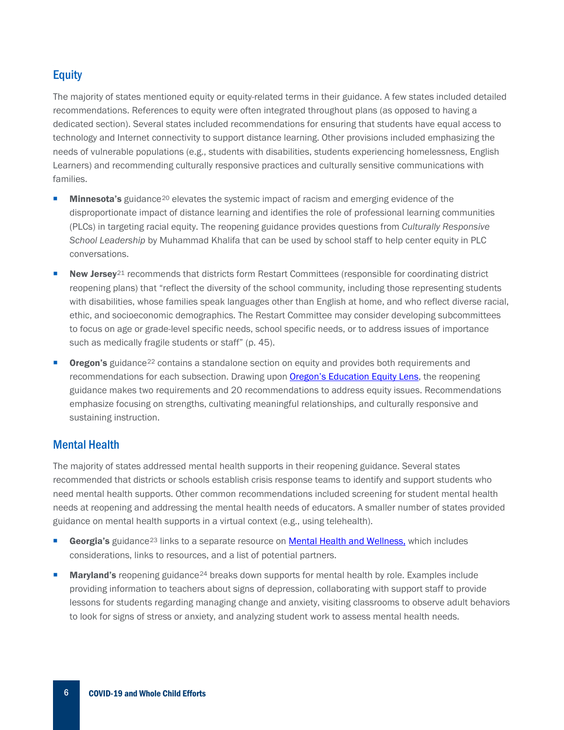## Equity

The majority of states mentioned equity or equity-related terms in their guidance. A few states included detailed recommendations. References to equity were often integrated throughout plans (as opposed to having a dedicated section). Several states included recommendations for ensuring that students have equal access to technology and Internet connectivity to support distance learning. Other provisions included emphasizing the needs of vulnerable populations (e.g., students with disabilities, students experiencing homelessness, English Learners) and recommending culturally responsive practices and culturally sensitive communications with families.

- **Minnesota's** guidance[20] elevates the systemic impact of racism and emerging evidence of the disproportionate impact of distance learning and identifies the role of professional learning communities (PLCs) in targeting racial equity. The reopening guidance provides questions from *Culturally Responsive School Leadership* by Muhammad Khalifa that can be used by school staff to help center equity in PLC conversations.
- **New Jersey**[21] recommends that districts form Restart Committees (responsible for coordinating district reopening plans) that "reflect the diversity of the school community, including those representing students with disabilities, whose families speak languages other than English at home, and who reflect diverse racial, ethic, and socioeconomic demographics. The Restart Committee may consider developing subcommittees to focus on age or grade-level specific needs, school specific needs, or to address issues of importance such as medically fragile students or staff" (p. 45).
- **Oregon's** guidance[22] contains a standalone section on equity and provides both requirements and recommendations for each subsection. Drawing upon Oregon's Education Equity Lens, the reopening guidance makes two requirements and 20 recommendations to address equity issues. Recommendations emphasize focusing on strengths, cultivating meaningful relationships, and culturally responsive and sustaining instruction.

## Mental Health

The majority of states addressed mental health supports in their reopening guidance. Several states recommended that districts or schools establish crisis response teams to identify and support students who need mental health supports. Other common recommendations included screening for student mental health needs at reopening and addressing the mental health needs of educators. A smaller number of states provided guidance on mental health supports in a virtual context (e.g., using telehealth).

- **Georgia's** guidance[23] links to a separate resource on Mental Health and Wellness, which includes considerations, links to resources, and a list of potential partners.
- **Maryland's** reopening guidance[24] breaks down supports for mental health by role. Examples include providing information to teachers about signs of depression, collaborating with support staff to provide lessons for students regarding managing change and anxiety, visiting classrooms to observe adult behaviors to look for signs of stress or anxiety, and analyzing student work to assess mental health needs.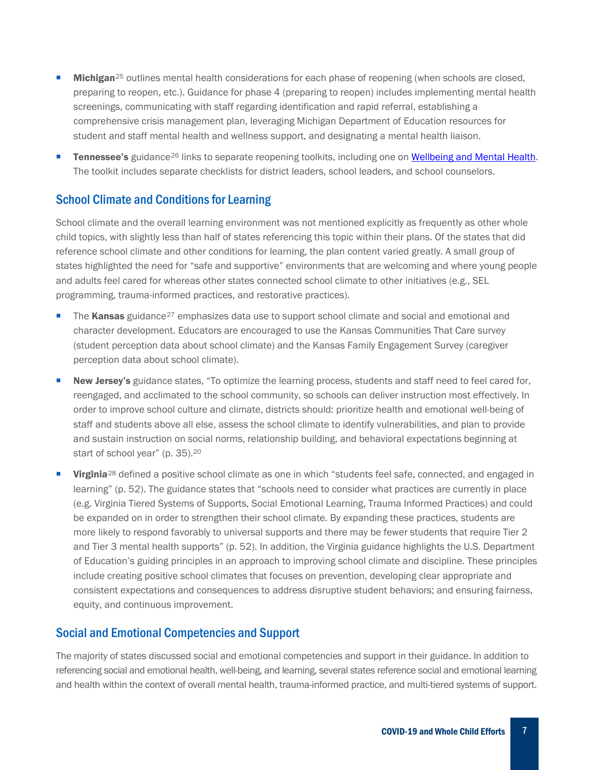- **Michigan**[25] outlines mental health considerations for each phase of reopening (when schools are closed, preparing to reopen, etc.). Guidance for phase 4 (preparing to reopen) includes implementing mental health screenings, communicating with staff regarding identification and rapid referral, establishing a comprehensive crisis management plan, leveraging Michigan Department of Education resources for student and staff mental health and wellness support, and designating a mental health liaison.
- **Tennessee's** guidance[26] links to separate reopening toolkits, including one on Wellbeing and Mental Health. The toolkit includes separate checklists for district leaders, school leaders, and school counselors.

## School Climate and Conditions for Learning

School climate and the overall learning environment was not mentioned explicitly as frequently as other whole child topics, with slightly less than half of states referencing this topic within their plans. Of the states that did reference school climate and other conditions for learning, the plan content varied greatly. A small group of states highlighted the need for "safe and supportive" environments that are welcoming and where young people and adults feel cared for whereas other states connected school climate to other initiatives (e.g., SEL programming, trauma-informed practices, and restorative practices).

- The **Kansas** guidance[27] emphasizes data use to support school climate and social and emotional and character development. Educators are encouraged to use the Kansas Communities That Care survey (student perception data about school climate) and the Kansas Family Engagement Survey (caregiver perception data about school climate).
- **New Jersey's** guidance states, "To optimize the learning process, students and staff need to feel cared for, reengaged, and acclimated to the school community, so schools can deliver instruction most effectively. In order to improve school culture and climate, districts should: prioritize health and emotional well-being of staff and students above all else, assess the school climate to identify vulnerabilities, and plan to provide and sustain instruction on social norms, relationship building, and behavioral expectations beginning at start of school year" (p. 35).[20]
- **Virginia**[28] defined a positive school climate as one in which "students feel safe, connected, and engaged in learning" (p. 52). The guidance states that "schools need to consider what practices are currently in place (e.g. Virginia Tiered Systems of Supports, Social Emotional Learning, Trauma Informed Practices) and could be expanded on in order to strengthen their school climate. By expanding these practices, students are more likely to respond favorably to universal supports and there may be fewer students that require Tier 2 and Tier 3 mental health supports" (p. 52). In addition, the Virginia guidance highlights the U.S. Department of Education's guiding principles in an approach to improving school climate and discipline. These principles include creating positive school climates that focuses on prevention, developing clear appropriate and consistent expectations and consequences to address disruptive student behaviors; and ensuring fairness, equity, and continuous improvement.

## Social and Emotional Competencies and Support

The majority of states discussed social and emotional competencies and support in their guidance. In addition to referencing social and emotional health, well-being, and learning, several states reference social and emotional learning and health within the context of overall mental health, trauma-informed practice, and multi-tiered systems of support.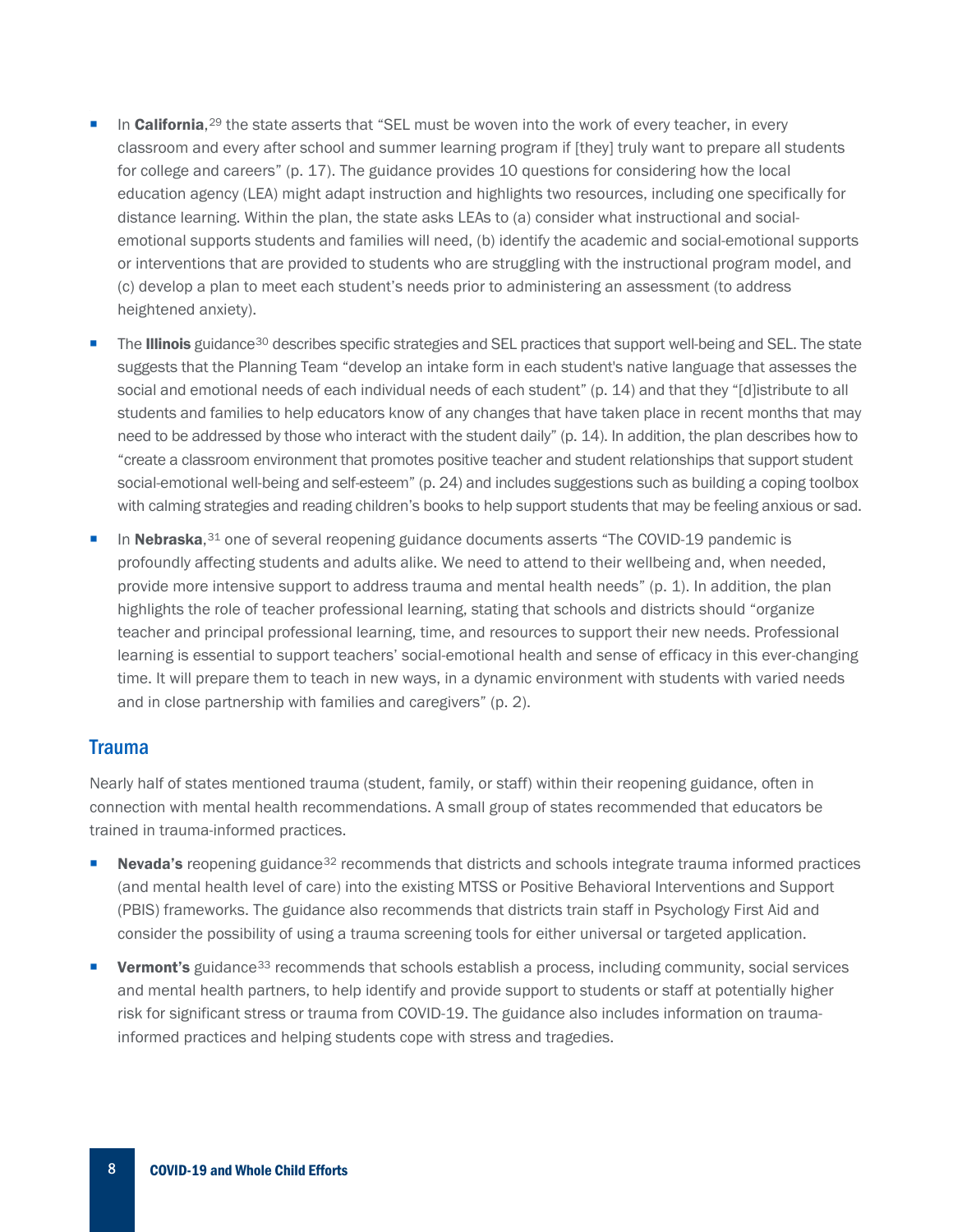- In **California**,[29] the state asserts that "SEL must be woven into the work of every teacher, in every classroom and every after school and summer learning program if [they] truly want to prepare all students for college and careers" (p. 17). The guidance provides 10 questions for considering how the local education agency (LEA) might adapt instruction and highlights two resources, including one specifically for distance learning. Within the plan, the state asks LEAs to (a) consider what instructional and social-emotional supports students and families will need, (b) identify the academic and social-emotional supports or interventions that are provided to students who are struggling with the instructional program model, and (c) develop a plan to meet each student's needs prior to administering an assessment (to address heightened anxiety).
- The **Illinois** guidance[30] describes specific strategies and SEL practices that support well-being and SEL. The state suggests that the Planning Team "develop an intake form in each student's native language that assesses the social and emotional needs of each individual needs of each student" (p. 14) and that they "[d]istribute to all students and families to help educators know of any changes that have taken place in recent months that may need to be addressed by those who interact with the student daily" (p. 14). In addition, the plan describes how to "create a classroom environment that promotes positive teacher and student relationships that support student social-emotional well-being and self-esteem" (p. 24) and includes suggestions such as building a coping toolbox with calming strategies and reading children's books to help support students that may be feeling anxious or sad.
- In **Nebraska**,[31] one of several reopening guidance documents asserts "The COVID-19 pandemic is profoundly affecting students and adults alike. We need to attend to their wellbeing and, when needed, provide more intensive support to address trauma and mental health needs" (p. 1). In addition, the plan highlights the role of teacher professional learning, stating that schools and districts should "organize teacher and principal professional learning, time, and resources to support their new needs. Professional learning is essential to support teachers' social-emotional health and sense of efficacy in this ever-changing time. It will prepare them to teach in new ways, in a dynamic environment with students with varied needs and in close partnership with families and caregivers" (p. 2).

## Trauma

Nearly half of states mentioned trauma (student, family, or staff) within their reopening guidance, often in connection with mental health recommendations. A small group of states recommended that educators be trained in trauma-informed practices.

- **Nevada's** reopening guidance[32] recommends that districts and schools integrate trauma informed practices (and mental health level of care) into the existing MTSS or Positive Behavioral Interventions and Support (PBIS) frameworks. The guidance also recommends that districts train staff in Psychology First Aid and consider the possibility of using a trauma screening tools for either universal or targeted application.
- **Vermont's** guidance[33] recommends that schools establish a process, including community, social services and mental health partners, to help identify and provide support to students or staff at potentially higher risk for significant stress or trauma from COVID-19. The guidance also includes information on trauma-informed practices and helping students cope with stress and tragedies.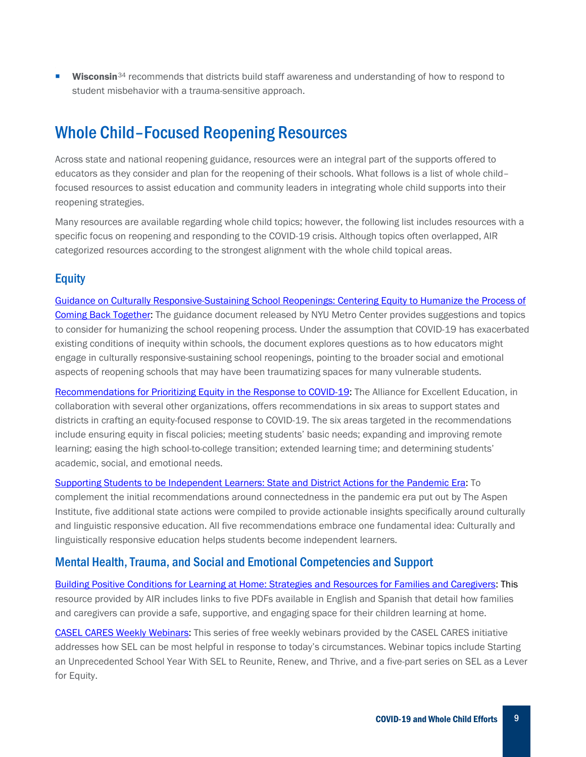- **Wisconsin**[34] recommends that districts build staff awareness and understanding of how to respond to student misbehavior with a trauma-sensitive approach.

## Whole Child–Focused Reopening Resources

Across state and national reopening guidance, resources were an integral part of the supports offered to educators as they consider and plan for the reopening of their schools. What follows is a list of whole child–focused resources to assist education and community leaders in integrating whole child supports into their reopening strategies.

Many resources are available regarding whole child topics; however, the following list includes resources with a specific focus on reopening and responding to the COVID-19 crisis. Although topics often overlapped, AIR categorized resources according to the strongest alignment with the whole child topical areas.

### Equity

Guidance on Culturally Responsive-Sustaining School Reopenings: Centering Equity to Humanize the Process of Coming Back Together: The guidance document released by NYU Metro Center provides suggestions and topics to consider for humanizing the school reopening process. Under the assumption that COVID-19 has exacerbated existing conditions of inequity within schools, the document explores questions as to how educators might engage in culturally responsive-sustaining school reopenings, pointing to the broader social and emotional aspects of reopening schools that may have been traumatizing spaces for many vulnerable students.

Recommendations for Prioritizing Equity in the Response to COVID-19: The Alliance for Excellent Education, in collaboration with several other organizations, offers recommendations in six areas to support states and districts in crafting an equity-focused response to COVID-19. The six areas targeted in the recommendations include ensuring equity in fiscal policies; meeting students' basic needs; expanding and improving remote learning; easing the high school-to-college transition; extended learning time; and determining students' academic, social, and emotional needs.

Supporting Students to be Independent Learners: State and District Actions for the Pandemic Era: To complement the initial recommendations around connectedness in the pandemic era put out by The Aspen Institute, five additional state actions were compiled to provide actionable insights specifically around culturally and linguistic responsive education. All five recommendations embrace one fundamental idea: Culturally and linguistically responsive education helps students become independent learners.

### Mental Health, Trauma, and Social and Emotional Competencies and Support

Building Positive Conditions for Learning at Home: Strategies and Resources for Families and Caregivers: This resource provided by AIR includes links to five PDFs available in English and Spanish that detail how families and caregivers can provide a safe, supportive, and engaging space for their children learning at home.

CASEL CARES Weekly Webinars: This series of free weekly webinars provided by the CASEL CARES initiative addresses how SEL can be most helpful in response to today's circumstances. Webinar topics include Starting an Unprecedented School Year With SEL to Reunite, Renew, and Thrive, and a five-part series on SEL as a Lever for Equity.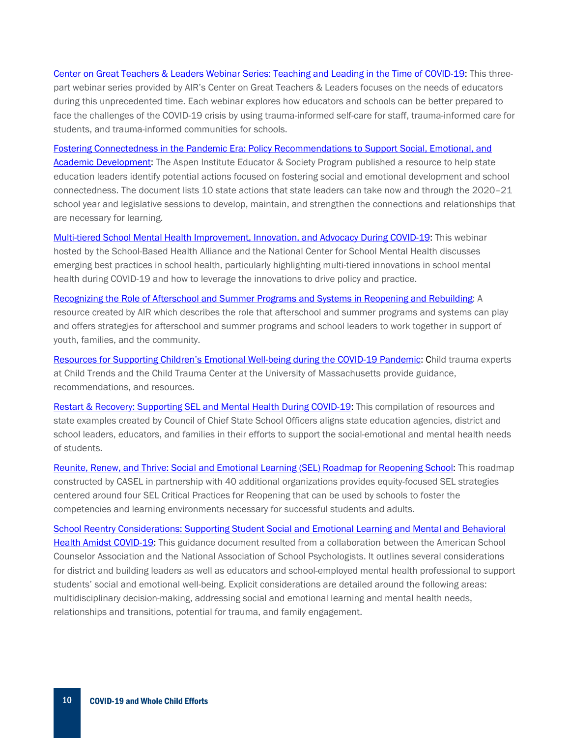Center on Great Teachers & Leaders Webinar Series: Teaching and Leading in the Time of COVID-19: This three-part webinar series provided by AIR's Center on Great Teachers & Leaders focuses on the needs of educators during this unprecedented time. Each webinar explores how educators and schools can be better prepared to face the challenges of the COVID-19 crisis by using trauma-informed self-care for staff, trauma-informed care for students, and trauma-informed communities for schools.

Fostering Connectedness in the Pandemic Era: Policy Recommendations to Support Social, Emotional, and Academic Development: The Aspen Institute Educator & Society Program published a resource to help state education leaders identify potential actions focused on fostering social and emotional development and school connectedness. The document lists 10 state actions that state leaders can take now and through the 2020–21 school year and legislative sessions to develop, maintain, and strengthen the connections and relationships that are necessary for learning.

Multi-tiered School Mental Health Improvement, Innovation, and Advocacy During COVID-19: This webinar hosted by the School-Based Health Alliance and the National Center for School Mental Health discusses emerging best practices in school health, particularly highlighting multi-tiered innovations in school mental health during COVID-19 and how to leverage the innovations to drive policy and practice.

Recognizing the Role of Afterschool and Summer Programs and Systems in Reopening and Rebuilding: A resource created by AIR which describes the role that afterschool and summer programs and systems can play and offers strategies for afterschool and summer programs and school leaders to work together in support of youth, families, and the community.

Resources for Supporting Children's Emotional Well-being during the COVID-19 Pandemic: Child trauma experts at Child Trends and the Child Trauma Center at the University of Massachusetts provide guidance, recommendations, and resources.

Restart & Recovery: Supporting SEL and Mental Health During COVID-19: This compilation of resources and state examples created by Council of Chief State School Officers aligns state education agencies, district and school leaders, educators, and families in their efforts to support the social-emotional and mental health needs of students.

Reunite, Renew, and Thrive: Social and Emotional Learning (SEL) Roadmap for Reopening School: This roadmap constructed by CASEL in partnership with 40 additional organizations provides equity-focused SEL strategies centered around four SEL Critical Practices for Reopening that can be used by schools to foster the competencies and learning environments necessary for successful students and adults.

School Reentry Considerations: Supporting Student Social and Emotional Learning and Mental and Behavioral Health Amidst COVID-19: This guidance document resulted from a collaboration between the American School Counselor Association and the National Association of School Psychologists. It outlines several considerations for district and building leaders as well as educators and school-employed mental health professional to support students' social and emotional well-being. Explicit considerations are detailed around the following areas: multidisciplinary decision-making, addressing social and emotional learning and mental health needs, relationships and transitions, potential for trauma, and family engagement.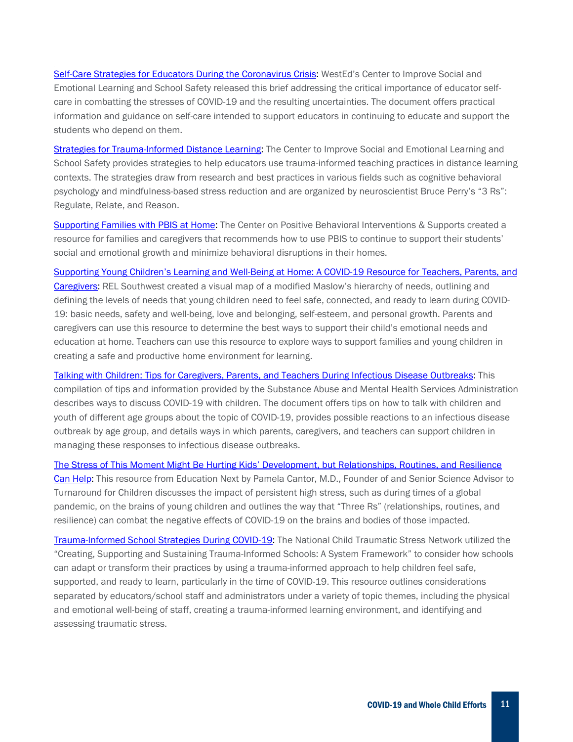Self-Care Strategies for Educators During the Coronavirus Crisis: WestEd's Center to Improve Social and Emotional Learning and School Safety released this brief addressing the critical importance of educator self-care in combatting the stresses of COVID-19 and the resulting uncertainties. The document offers practical information and guidance on self-care intended to support educators in continuing to educate and support the students who depend on them.

Strategies for Trauma-Informed Distance Learning: The Center to Improve Social and Emotional Learning and School Safety provides strategies to help educators use trauma-informed teaching practices in distance learning contexts. The strategies draw from research and best practices in various fields such as cognitive behavioral psychology and mindfulness-based stress reduction and are organized by neuroscientist Bruce Perry's "3 Rs": Regulate, Relate, and Reason.

Supporting Families with PBIS at Home: The Center on Positive Behavioral Interventions & Supports created a resource for families and caregivers that recommends how to use PBIS to continue to support their students' social and emotional growth and minimize behavioral disruptions in their homes.

Supporting Young Children's Learning and Well-Being at Home: A COVID-19 Resource for Teachers, Parents, and Caregivers: REL Southwest created a visual map of a modified Maslow's hierarchy of needs, outlining and defining the levels of needs that young children need to feel safe, connected, and ready to learn during COVID-19: basic needs, safety and well-being, love and belonging, self-esteem, and personal growth. Parents and caregivers can use this resource to determine the best ways to support their child's emotional needs and education at home. Teachers can use this resource to explore ways to support families and young children in creating a safe and productive home environment for learning.

Talking with Children: Tips for Caregivers, Parents, and Teachers During Infectious Disease Outbreaks: This compilation of tips and information provided by the Substance Abuse and Mental Health Services Administration describes ways to discuss COVID-19 with children. The document offers tips on how to talk with children and youth of different age groups about the topic of COVID-19, provides possible reactions to an infectious disease outbreak by age group, and details ways in which parents, caregivers, and teachers can support children in managing these responses to infectious disease outbreaks.

The Stress of This Moment Might Be Hurting Kids' Development, but Relationships, Routines, and Resilience Can Help: This resource from Education Next by Pamela Cantor, M.D., Founder of and Senior Science Advisor to Turnaround for Children discusses the impact of persistent high stress, such as during times of a global pandemic, on the brains of young children and outlines the way that "Three Rs" (relationships, routines, and resilience) can combat the negative effects of COVID-19 on the brains and bodies of those impacted.

Trauma-Informed School Strategies During COVID-19: The National Child Traumatic Stress Network utilized the "Creating, Supporting and Sustaining Trauma-Informed Schools: A System Framework" to consider how schools can adapt or transform their practices by using a trauma-informed approach to help children feel safe, supported, and ready to learn, particularly in the time of COVID-19. This resource outlines considerations separated by educators/school staff and administrators under a variety of topic themes, including the physical and emotional well-being of staff, creating a trauma-informed learning environment, and identifying and assessing traumatic stress.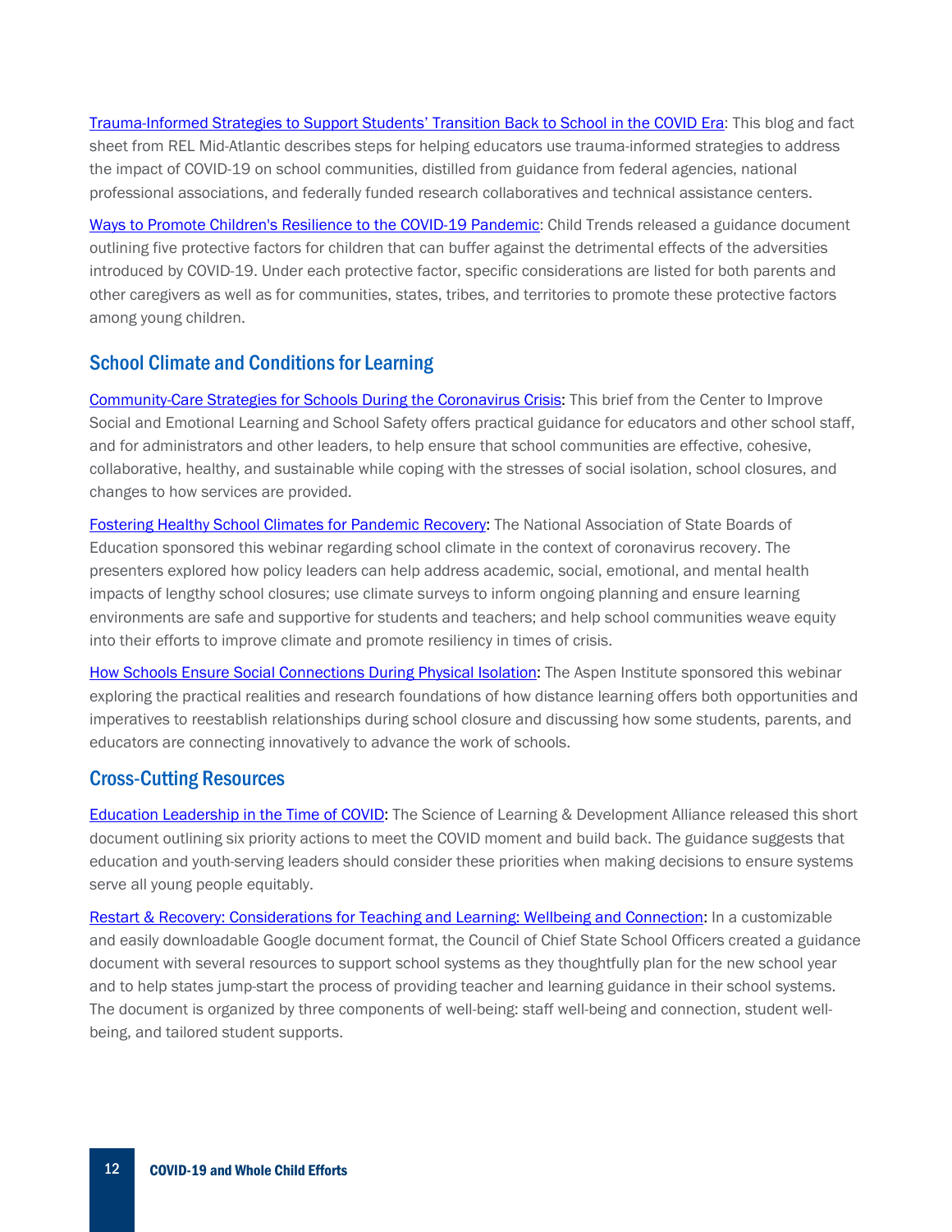Trauma-Informed Strategies to Support Students' Transition Back to School in the COVID Era: This blog and fact sheet from REL Mid-Atlantic describes steps for helping educators use trauma-informed strategies to address the impact of COVID-19 on school communities, distilled from guidance from federal agencies, national professional associations, and federally funded research collaboratives and technical assistance centers.

Ways to Promote Children's Resilience to the COVID-19 Pandemic: Child Trends released a guidance document outlining five protective factors for children that can buffer against the detrimental effects of the adversities introduced by COVID-19. Under each protective factor, specific considerations are listed for both parents and other caregivers as well as for communities, states, tribes, and territories to promote these protective factors among young children.

## School Climate and Conditions for Learning

Community-Care Strategies for Schools During the Coronavirus Crisis: This brief from the Center to Improve Social and Emotional Learning and School Safety offers practical guidance for educators and other school staff, and for administrators and other leaders, to help ensure that school communities are effective, cohesive, collaborative, healthy, and sustainable while coping with the stresses of social isolation, school closures, and changes to how services are provided.

Fostering Healthy School Climates for Pandemic Recovery: The National Association of State Boards of Education sponsored this webinar regarding school climate in the context of coronavirus recovery. The presenters explored how policy leaders can help address academic, social, emotional, and mental health impacts of lengthy school closures; use climate surveys to inform ongoing planning and ensure learning environments are safe and supportive for students and teachers; and help school communities weave equity into their efforts to improve climate and promote resiliency in times of crisis.

How Schools Ensure Social Connections During Physical Isolation: The Aspen Institute sponsored this webinar exploring the practical realities and research foundations of how distance learning offers both opportunities and imperatives to reestablish relationships during school closure and discussing how some students, parents, and educators are connecting innovatively to advance the work of schools.

## Cross-Cutting Resources

Education Leadership in the Time of COVID: The Science of Learning & Development Alliance released this short document outlining six priority actions to meet the COVID moment and build back. The guidance suggests that education and youth-serving leaders should consider these priorities when making decisions to ensure systems serve all young people equitably.

Restart & Recovery: Considerations for Teaching and Learning: Wellbeing and Connection: In a customizable and easily downloadable Google document format, the Council of Chief State School Officers created a guidance document with several resources to support school systems as they thoughtfully plan for the new school year and to help states jump-start the process of providing teacher and learning guidance in their school systems. The document is organized by three components of well-being: staff well-being and connection, student well-being, and tailored student supports.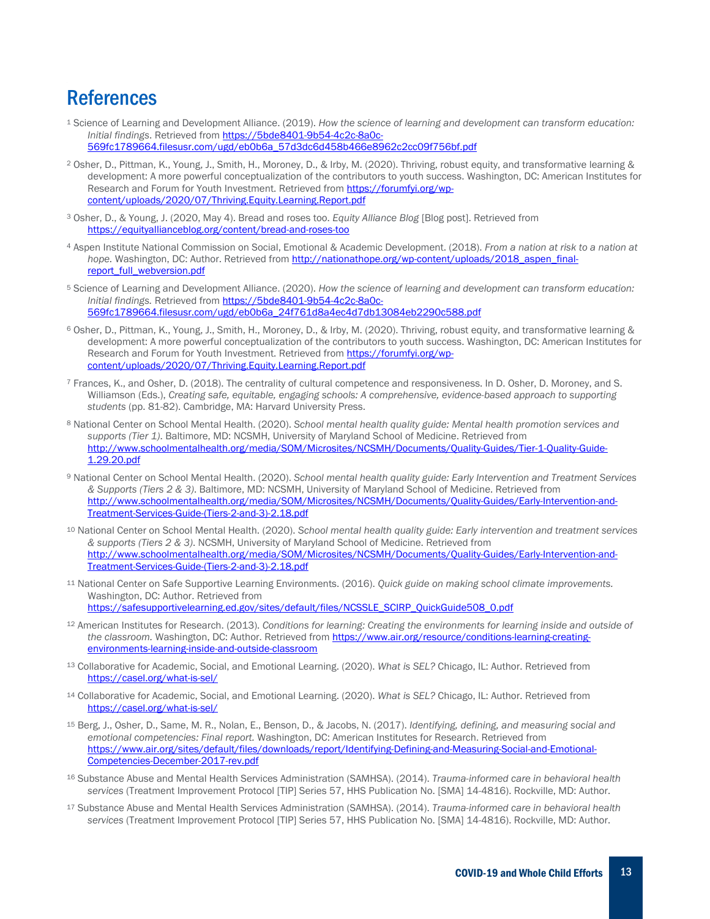# References

[1] Science of Learning and Development Alliance. (2019). *How the science of learning and development can transform education: Initial findings*. Retrieved from https://5bde8401-9b54-4c2c-8a0c-569fc1789664.filesusr.com/ugd/eb0b6a_57d3dc6d458b466e8962c2cc09f756bf.pdf

[2] Osher, D., Pittman, K., Young, J., Smith, H., Moroney, D., & Irby, M. (2020). Thriving, robust equity, and transformative learning & development: A more powerful conceptualization of the contributors to youth success. Washington, DC: American Institutes for Research and Forum for Youth Investment. Retrieved from https://forumfyi.org/wp-content/uploads/2020/07/Thriving.Equity.Learning.Report.pdf

[3] Osher, D., & Young, J. (2020, May 4). Bread and roses too. *Equity Alliance Blog* [Blog post]. Retrieved from https://equityallianceblog.org/content/bread-and-roses-too

[4] Aspen Institute National Commission on Social, Emotional & Academic Development. (2018). *From a nation at risk to a nation at hope.* Washington, DC: Author. Retrieved from http://nationathope.org/wp-content/uploads/2018_aspen_final-report_full_webversion.pdf

[5] Science of Learning and Development Alliance. (2020). *How the science of learning and development can transform education: Initial findings.* Retrieved from https://5bde8401-9b54-4c2c-8a0c-569fc1789664.filesusr.com/ugd/eb0b6a_24f761d8a4ec4d7db13084eb2290c588.pdf

[6] Osher, D., Pittman, K., Young, J., Smith, H., Moroney, D., & Irby, M. (2020). Thriving, robust equity, and transformative learning & development: A more powerful conceptualization of the contributors to youth success. Washington, DC: American Institutes for Research and Forum for Youth Investment. Retrieved from https://forumfyi.org/wp-content/uploads/2020/07/Thriving.Equity.Learning.Report.pdf

[7] Frances, K., and Osher, D. (2018). The centrality of cultural competence and responsiveness. In D. Osher, D. Moroney, and S. Williamson (Eds.), *Creating safe, equitable, engaging schools: A comprehensive, evidence-based approach to supporting students* (pp. 81-82). Cambridge, MA: Harvard University Press.

[8] National Center on School Mental Health. (2020). *School mental health quality guide: Mental health promotion services and supports (Tier 1)*. Baltimore, MD: NCSMH, University of Maryland School of Medicine. Retrieved from http://www.schoolmentalhealth.org/media/SOM/Microsites/NCSMH/Documents/Quality-Guides/Tier-1-Quality-Guide-1.29.20.pdf

[9] National Center on School Mental Health. (2020). *School mental health quality guide: Early Intervention and Treatment Services & Supports (Tiers 2 & 3)*. Baltimore, MD: NCSMH, University of Maryland School of Medicine. Retrieved from http://www.schoolmentalhealth.org/media/SOM/Microsites/NCSMH/Documents/Quality-Guides/Early-Intervention-and-Treatment-Services-Guide-(Tiers-2-and-3)-2.18.pdf

[10] National Center on School Mental Health. (2020). *School mental health quality guide: Early intervention and treatment services & supports (Tiers 2 & 3)*. NCSMH, University of Maryland School of Medicine. Retrieved from http://www.schoolmentalhealth.org/media/SOM/Microsites/NCSMH/Documents/Quality-Guides/Early-Intervention-and-Treatment-Services-Guide-(Tiers-2-and-3)-2.18.pdf

[11] National Center on Safe Supportive Learning Environments. (2016). *Quick guide on making school climate improvements.* Washington, DC: Author. Retrieved from https://safesupportivelearning.ed.gov/sites/default/files/NCSSLE_SCIRP_QuickGuide508_0.pdf

[12] American Institutes for Research. (2013). *Conditions for learning: Creating the environments for learning inside and outside of the classroom.* Washington, DC: Author. Retrieved from https://www.air.org/resource/conditions-learning-creating-environments-learning-inside-and-outside-classroom

[13] Collaborative for Academic, Social, and Emotional Learning. (2020). *What is SEL?* Chicago, IL: Author. Retrieved from https://casel.org/what-is-sel/

[14] Collaborative for Academic, Social, and Emotional Learning. (2020). *What is SEL?* Chicago, IL: Author. Retrieved from https://casel.org/what-is-sel/

[15] Berg, J., Osher, D., Same, M. R., Nolan, E., Benson, D., & Jacobs, N. (2017). *Identifying, defining, and measuring social and emotional competencies: Final report.* Washington, DC: American Institutes for Research. Retrieved from https://www.air.org/sites/default/files/downloads/report/Identifying-Defining-and-Measuring-Social-and-Emotional-Competencies-December-2017-rev.pdf

[16] Substance Abuse and Mental Health Services Administration (SAMHSA). (2014). *Trauma-informed care in behavioral health services* (Treatment Improvement Protocol [TIP] Series 57, HHS Publication No. [SMA] 14-4816). Rockville, MD: Author.

[17] Substance Abuse and Mental Health Services Administration (SAMHSA). (2014). *Trauma-informed care in behavioral health services* (Treatment Improvement Protocol [TIP] Series 57, HHS Publication No. [SMA] 14-4816). Rockville, MD: Author.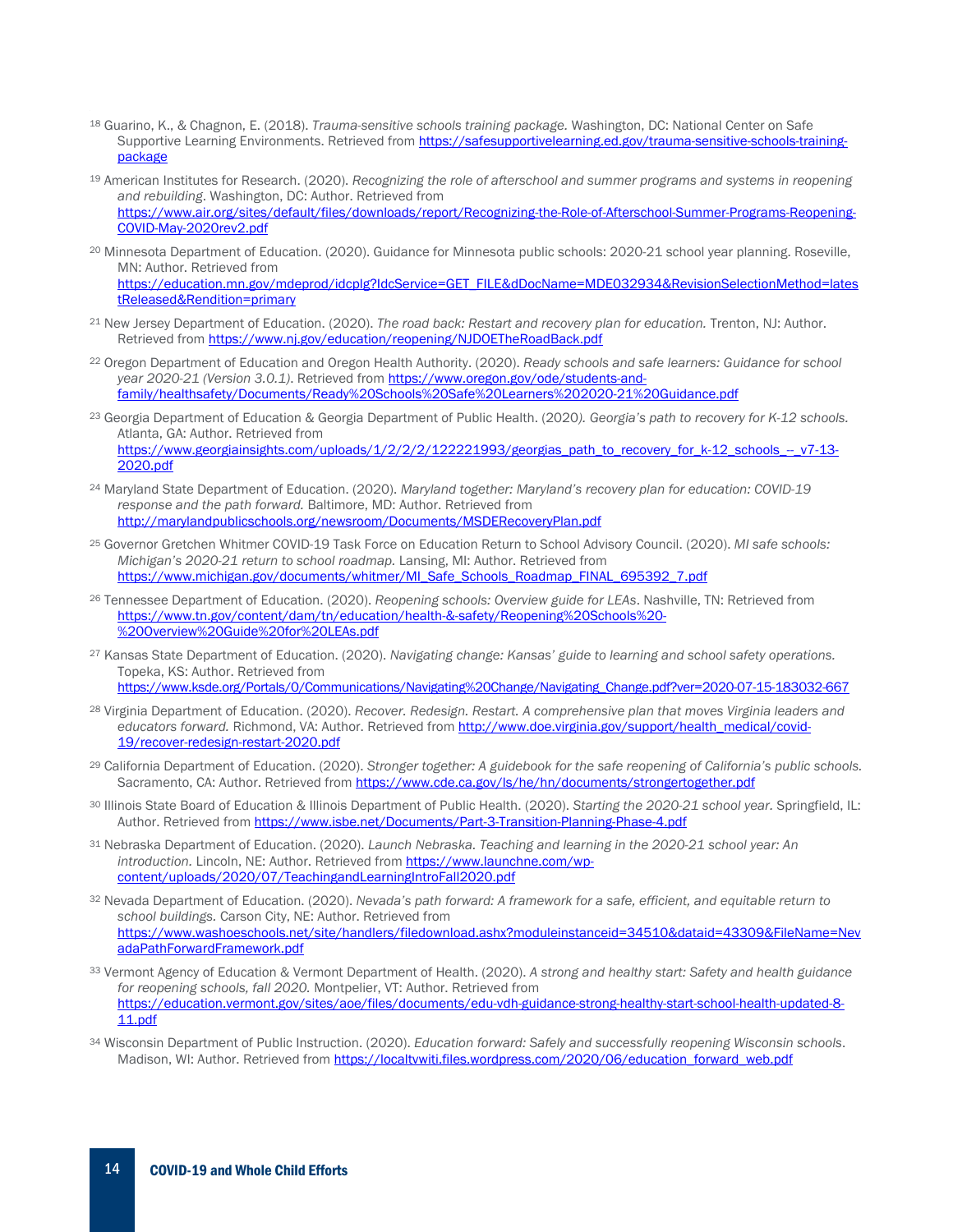[18] Guarino, K., & Chagnon, E. (2018). *Trauma-sensitive schools training package.* Washington, DC: National Center on Safe Supportive Learning Environments. Retrieved from https://safesupportivelearning.ed.gov/trauma-sensitive-schools-training-package

[19] American Institutes for Research. (2020). *Recognizing the role of afterschool and summer programs and systems in reopening and rebuilding*. Washington, DC: Author. Retrieved from https://www.air.org/sites/default/files/downloads/report/Recognizing-the-Role-of-Afterschool-Summer-Programs-Reopening-COVID-May-2020rev2.pdf

[20] Minnesota Department of Education. (2020). Guidance for Minnesota public schools: 2020-21 school year planning. Roseville, MN: Author. Retrieved from https://education.mn.gov/mdeprod/idcplg?IdcService=GET_FILE&dDocName=MDE032934&RevisionSelectionMethod=latestReleased&Rendition=primary

[21] New Jersey Department of Education. (2020). *The road back: Restart and recovery plan for education.* Trenton, NJ: Author. Retrieved from https://www.nj.gov/education/reopening/NJDOETheRoadBack.pdf

[22] Oregon Department of Education and Oregon Health Authority. (2020). *Ready schools and safe learners: Guidance for school year 2020-21 (Version 3.0.1)*. Retrieved from https://www.oregon.gov/ode/students-and-family/healthsafety/Documents/Ready%20Schools%20Safe%20Learners%202020-21%20Guidance.pdf

[23] Georgia Department of Education & Georgia Department of Public Health. (2020*). Georgia's path to recovery for K-12 schools.* Atlanta, GA: Author. Retrieved from https://www.georgiainsights.com/uploads/1/2/2/2/122221993/georgias_path_to_recovery_for_k-12_schools_--_v7-13-2020.pdf

[24] Maryland State Department of Education. (2020). *Maryland together: Maryland's recovery plan for education: COVID-19 response and the path forward.* Baltimore, MD: Author. Retrieved from http://marylandpublicschools.org/newsroom/Documents/MSDERecoveryPlan.pdf

[25] Governor Gretchen Whitmer COVID-19 Task Force on Education Return to School Advisory Council. (2020). *MI safe schools: Michigan's 2020-21 return to school roadmap.* Lansing, MI: Author. Retrieved from https://www.michigan.gov/documents/whitmer/MI_Safe_Schools_Roadmap_FINAL_695392_7.pdf

[26] Tennessee Department of Education. (2020). *Reopening schools: Overview guide for LEAs*. Nashville, TN: Retrieved from https://www.tn.gov/content/dam/tn/education/health-&-safety/Reopening%20Schools%20-%20Overview%20Guide%20for%20LEAs.pdf

[27] Kansas State Department of Education. (2020). *Navigating change: Kansas' guide to learning and school safety operations.* Topeka, KS: Author. Retrieved from https://www.ksde.org/Portals/0/Communications/Navigating%20Change/Navigating_Change.pdf?ver=2020-07-15-183032-667

[28] Virginia Department of Education. (2020). *Recover. Redesign. Restart. A comprehensive plan that moves Virginia leaders and educators forward.* Richmond, VA: Author. Retrieved from http://www.doe.virginia.gov/support/health_medical/covid-19/recover-redesign-restart-2020.pdf

[29] California Department of Education. (2020). *Stronger together: A guidebook for the safe reopening of California's public schools.* Sacramento, CA: Author. Retrieved from https://www.cde.ca.gov/ls/he/hn/documents/strongertogether.pdf

[30] Illinois State Board of Education & Illinois Department of Public Health. (2020). *Starting the 2020-21 school year.* Springfield, IL: Author. Retrieved from https://www.isbe.net/Documents/Part-3-Transition-Planning-Phase-4.pdf

[31] Nebraska Department of Education. (2020). *Launch Nebraska. Teaching and learning in the 2020-21 school year: An introduction.* Lincoln, NE: Author. Retrieved from https://www.launchne.com/wp-content/uploads/2020/07/TeachingandLearningIntroFall2020.pdf

[32] Nevada Department of Education. (2020). *Nevada's path forward: A framework for a safe, efficient, and equitable return to school buildings.* Carson City, NE: Author. Retrieved from https://www.washoeschools.net/site/handlers/filedownload.ashx?moduleinstanceid=34510&dataid=43309&FileName=NevadaPathForwardFramework.pdf

[33] Vermont Agency of Education & Vermont Department of Health. (2020). *A strong and healthy start: Safety and health guidance for reopening schools, fall 2020.* Montpelier, VT: Author. Retrieved from https://education.vermont.gov/sites/aoe/files/documents/edu-vdh-guidance-strong-healthy-start-school-health-updated-8-11.pdf

[34] Wisconsin Department of Public Instruction. (2020). *Education forward: Safely and successfully reopening Wisconsin schools*. Madison, WI: Author. Retrieved from https://localtvwiti.files.wordpress.com/2020/06/education_forward_web.pdf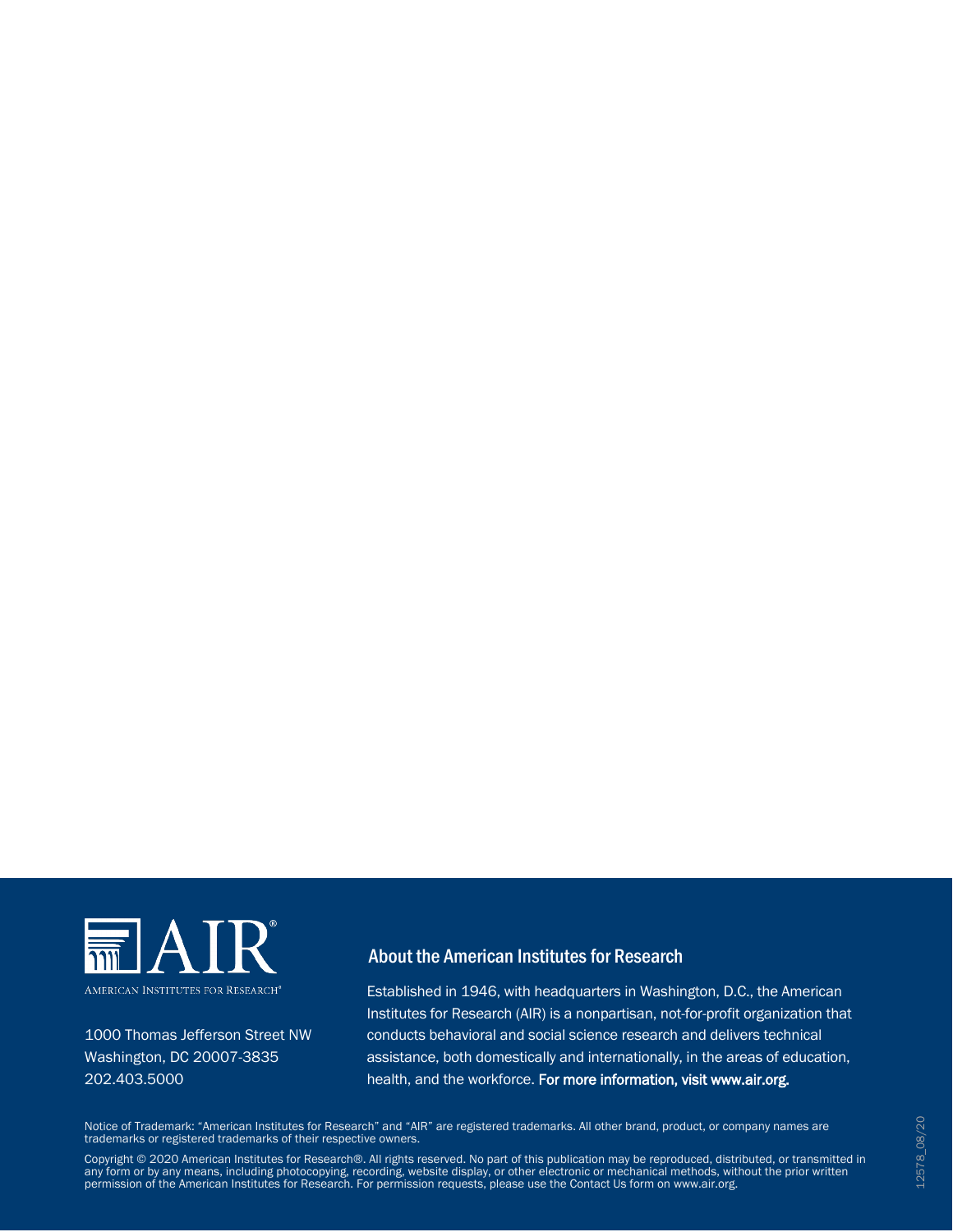AIR®

AMERICAN INSTITUTES FOR RESEARCH®

1000 Thomas Jefferson Street NW
Washington, DC 20007-3835
202.403.5000

## About the American Institutes for Research

Established in 1946, with headquarters in Washington, D.C., the American Institutes for Research (AIR) is a nonpartisan, not-for-profit organization that conducts behavioral and social science research and delivers technical assistance, both domestically and internationally, in the areas of education, health, and the workforce. **For more information, visit www.air.org.**

Notice of Trademark: "American Institutes for Research" and "AIR" are registered trademarks. All other brand, product, or company names are trademarks or registered trademarks of their respective owners.

Copyright © 2020 American Institutes for Research®. All rights reserved. No part of this publication may be reproduced, distributed, or transmitted in any form or by any means, including photocopying, recording, website display, or other electronic or mechanical methods, without the prior written permission of the American Institutes for Research. For permission requests, please use the Contact Us form on www.air.org.

12578_08/20